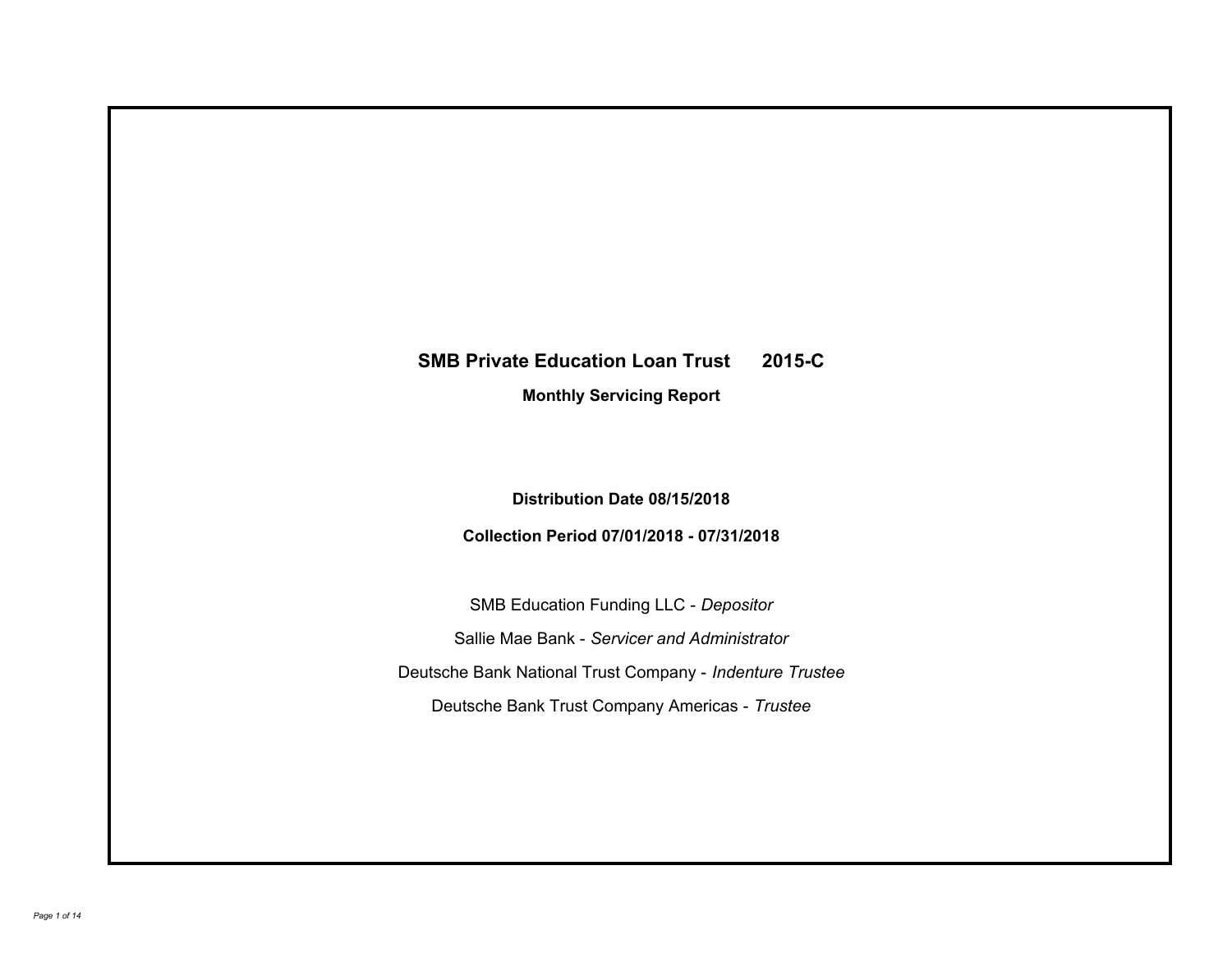# SMB Private Education Loan Trust 2015-C

## Monthly Servicing Report

**Distribution Date 08/15/2018**

**Collection Period 07/01/2018 - 07/31/2018**

SMB Education Funding LLC - *Depositor*

Sallie Mae Bank - *Servicer and Administrator*

Deutsche Bank National Trust Company - *Indenture Trustee*

Deutsche Bank Trust Company Americas - *Trustee*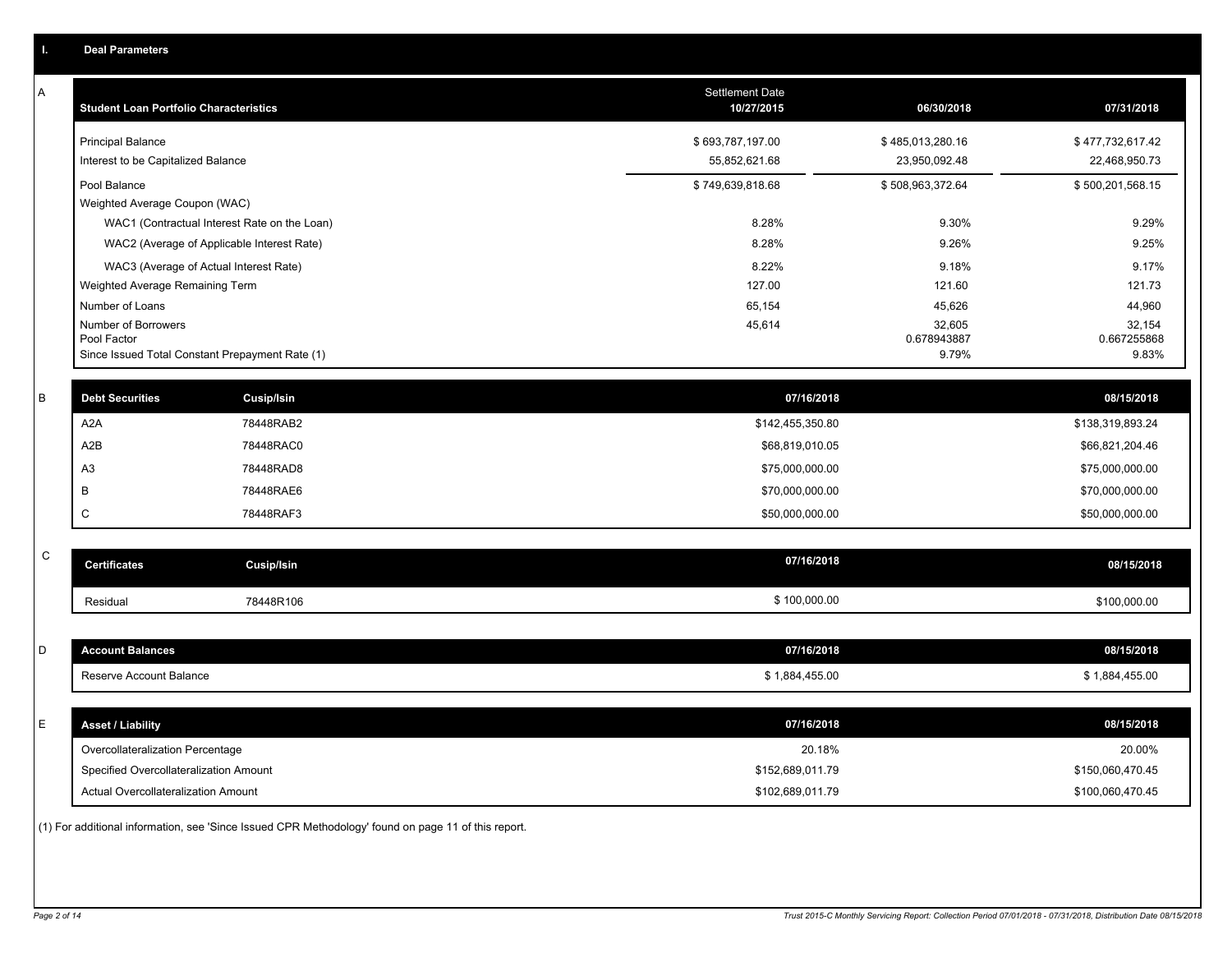## I. Deal Parameters

### A

| Student Loan Portfolio Characteristics | Settlement Date 10/27/2015 | 06/30/2018 | 07/31/2018 |
|---|---|---|---|
| Principal Balance | $ 693,787,197.00 | $ 485,013,280.16 | $ 477,732,617.42 |
| Interest to be Capitalized Balance | 55,852,621.68 | 23,950,092.48 | 22,468,950.73 |
| Pool Balance | $ 749,639,818.68 | $ 508,963,372.64 | $ 500,201,568.15 |
| Weighted Average Coupon (WAC) | | | |
| WAC1 (Contractual Interest Rate on the Loan) | 8.28% | 9.30% | 9.29% |
| WAC2 (Average of Applicable Interest Rate) | 8.28% | 9.26% | 9.25% |
| WAC3 (Average of Actual Interest Rate) | 8.22% | 9.18% | 9.17% |
| Weighted Average Remaining Term | 127.00 | 121.60 | 121.73 |
| Number of Loans | 65,154 | 45,626 | 44,960 |
| Number of Borrowers | 45,614 | 32,605 | 32,154 |
| Pool Factor | | 0.678943887 | 0.667255868 |
| Since Issued Total Constant Prepayment Rate (1) | | 9.79% | 9.83% |

### B

| Debt Securities | Cusip/Isin | 07/16/2018 | 08/15/2018 |
|---|---|---|---|
| A2A | 78448RAB2 | $142,455,350.80 | $138,319,893.24 |
| A2B | 78448RAC0 | $68,819,010.05 | $66,821,204.46 |
| A3 | 78448RAD8 | $75,000,000.00 | $75,000,000.00 |
| B | 78448RAE6 | $70,000,000.00 | $70,000,000.00 |
| C | 78448RAF3 | $50,000,000.00 | $50,000,000.00 |

### C

| Certificates | Cusip/Isin | 07/16/2018 | 08/15/2018 |
|---|---|---|---|
| Residual | 78448R106 | $ 100,000.00 | $100,000.00 |

### D

| Account Balances | 07/16/2018 | 08/15/2018 |
|---|---|---|
| Reserve Account Balance | $ 1,884,455.00 | $ 1,884,455.00 |

### E

| Asset / Liability | 07/16/2018 | 08/15/2018 |
|---|---|---|
| Overcollateralization Percentage | 20.18% | 20.00% |
| Specified Overcollateralization Amount | $152,689,011.79 | $150,060,470.45 |
| Actual Overcollateralization Amount | $102,689,011.79 | $100,060,470.45 |

(1) For additional information, see 'Since Issued CPR Methodology' found on page 11 of this report.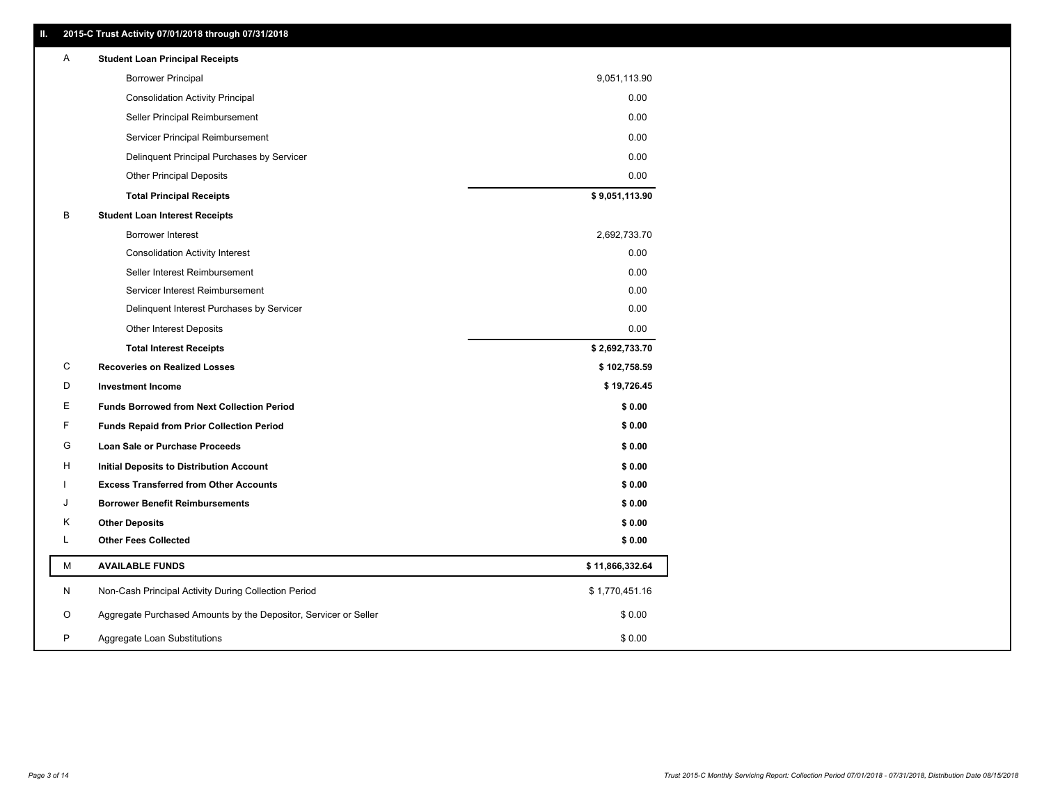## II. 2015-C Trust Activity 07/01/2018 through 07/31/2018

| | | |
|---|---|---|
| A | **Student Loan Principal Receipts** | |
| | Borrower Principal | 9,051,113.90 |
| | Consolidation Activity Principal | 0.00 |
| | Seller Principal Reimbursement | 0.00 |
| | Servicer Principal Reimbursement | 0.00 |
| | Delinquent Principal Purchases by Servicer | 0.00 |
| | Other Principal Deposits | 0.00 |
| | **Total Principal Receipts** | **$ 9,051,113.90** |
| B | **Student Loan Interest Receipts** | |
| | Borrower Interest | 2,692,733.70 |
| | Consolidation Activity Interest | 0.00 |
| | Seller Interest Reimbursement | 0.00 |
| | Servicer Interest Reimbursement | 0.00 |
| | Delinquent Interest Purchases by Servicer | 0.00 |
| | Other Interest Deposits | 0.00 |
| | **Total Interest Receipts** | **$ 2,692,733.70** |
| C | **Recoveries on Realized Losses** | **$ 102,758.59** |
| D | **Investment Income** | **$ 19,726.45** |
| E | **Funds Borrowed from Next Collection Period** | **$ 0.00** |
| F | **Funds Repaid from Prior Collection Period** | **$ 0.00** |
| G | **Loan Sale or Purchase Proceeds** | **$ 0.00** |
| H | **Initial Deposits to Distribution Account** | **$ 0.00** |
| I | **Excess Transferred from Other Accounts** | **$ 0.00** |
| J | **Borrower Benefit Reimbursements** | **$ 0.00** |
| K | **Other Deposits** | **$ 0.00** |
| L | **Other Fees Collected** | **$ 0.00** |
| M | **AVAILABLE FUNDS** | **$ 11,866,332.64** |
| N | Non-Cash Principal Activity During Collection Period | $ 1,770,451.16 |
| O | Aggregate Purchased Amounts by the Depositor, Servicer or Seller | $ 0.00 |
| P | Aggregate Loan Substitutions | $ 0.00 |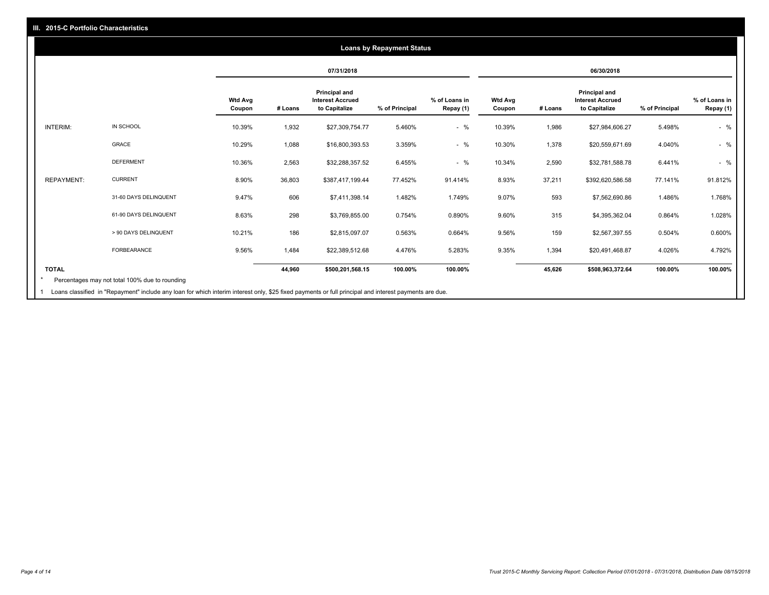## III. 2015-C Portfolio Characteristics

### Loans by Repayment Status

| | | 07/31/2018 | | | | | 06/30/2018 | | | | |
|---|---|---|---|---|---|---|---|---|---|---|---|
| | | Wtd Avg Coupon | # Loans | Principal and Interest Accrued to Capitalize | % of Principal | % of Loans in Repay (1) | Wtd Avg Coupon | # Loans | Principal and Interest Accrued to Capitalize | % of Principal | % of Loans in Repay (1) |
| INTERIM: | IN SCHOOL | 10.39% | 1,932 | $27,309,754.77 | 5.460% | - % | 10.39% | 1,986 | $27,984,606.27 | 5.498% | - % |
| | GRACE | 10.29% | 1,088 | $16,800,393.53 | 3.359% | - % | 10.30% | 1,378 | $20,559,671.69 | 4.040% | - % |
| | DEFERMENT | 10.36% | 2,563 | $32,288,357.52 | 6.455% | - % | 10.34% | 2,590 | $32,781,588.78 | 6.441% | - % |
| REPAYMENT: | CURRENT | 8.90% | 36,803 | $387,417,199.44 | 77.452% | 91.414% | 8.93% | 37,211 | $392,620,586.58 | 77.141% | 91.812% |
| | 31-60 DAYS DELINQUENT | 9.47% | 606 | $7,411,398.14 | 1.482% | 1.749% | 9.07% | 593 | $7,562,690.86 | 1.486% | 1.768% |
| | 61-90 DAYS DELINQUENT | 8.63% | 298 | $3,769,855.00 | 0.754% | 0.890% | 9.60% | 315 | $4,395,362.04 | 0.864% | 1.028% |
| | > 90 DAYS DELINQUENT | 10.21% | 186 | $2,815,097.07 | 0.563% | 0.664% | 9.56% | 159 | $2,567,397.55 | 0.504% | 0.600% |
| | FORBEARANCE | 9.56% | 1,484 | $22,389,512.68 | 4.476% | 5.283% | 9.35% | 1,394 | $20,491,468.87 | 4.026% | 4.792% |
| **TOTAL** | | | **44,960** | **$500,201,568.15** | **100.00%** | **100.00%** | | **45,626** | **$508,963,372.64** | **100.00%** | **100.00%** |

\* Percentages may not total 100% due to rounding

1 Loans classified in "Repayment" include any loan for which interim interest only, $25 fixed payments or full principal and interest payments are due.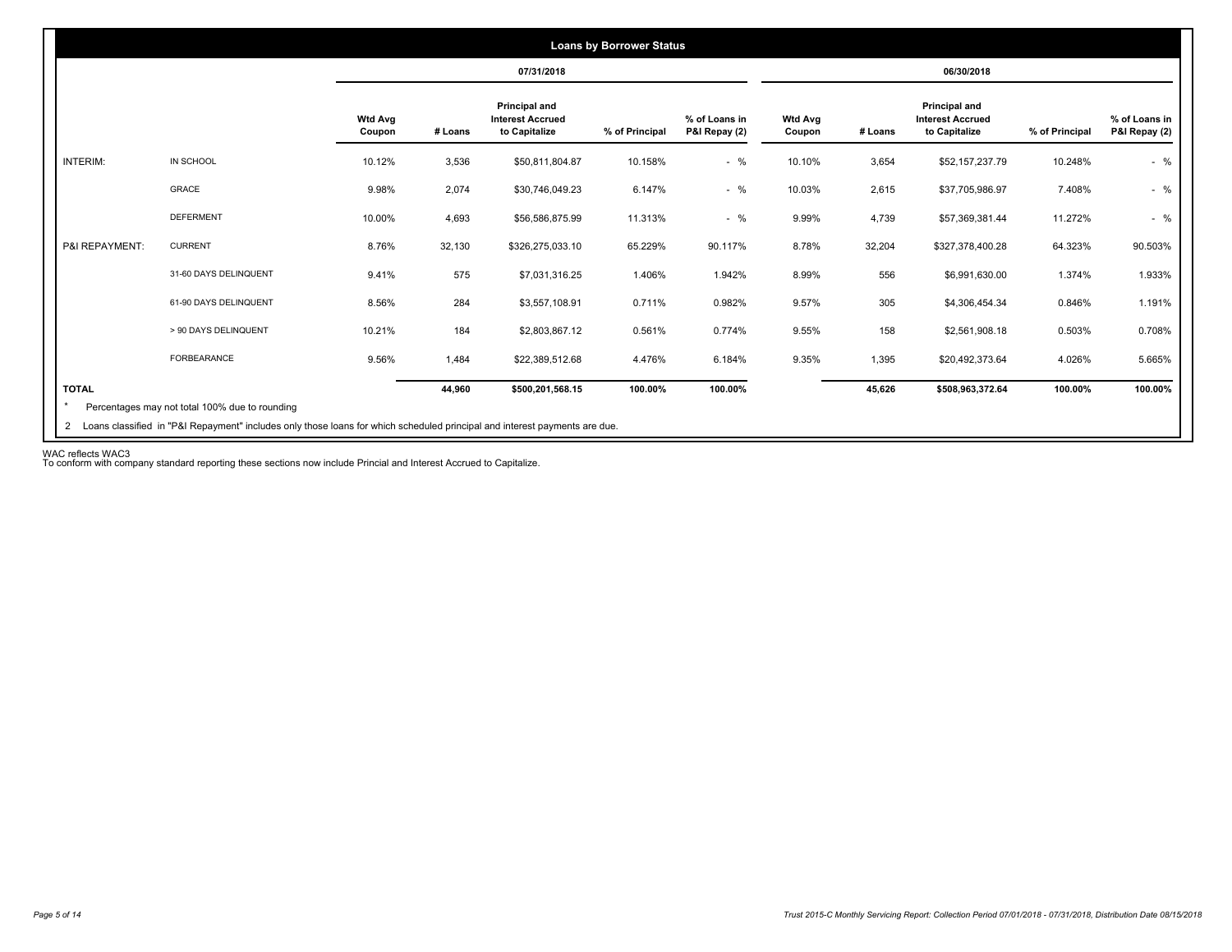## Loans by Borrower Status

| | | 07/31/2018 | | | | | 06/30/2018 | | | | |
|---|---|---|---|---|---|---|---|---|---|---|---|
| | | Wtd Avg Coupon | # Loans | Principal and Interest Accrued to Capitalize | % of Principal | % of Loans in P&I Repay (2) | Wtd Avg Coupon | # Loans | Principal and Interest Accrued to Capitalize | % of Principal | % of Loans in P&I Repay (2) |
| INTERIM: | IN SCHOOL | 10.12% | 3,536 | $50,811,804.87 | 10.158% | - % | 10.10% | 3,654 | $52,157,237.79 | 10.248% | - % |
| | GRACE | 9.98% | 2,074 | $30,746,049.23 | 6.147% | - % | 10.03% | 2,615 | $37,705,986.97 | 7.408% | - % |
| | DEFERMENT | 10.00% | 4,693 | $56,586,875.99 | 11.313% | - % | 9.99% | 4,739 | $57,369,381.44 | 11.272% | - % |
| P&I REPAYMENT: | CURRENT | 8.76% | 32,130 | $326,275,033.10 | 65.229% | 90.117% | 8.78% | 32,204 | $327,378,400.28 | 64.323% | 90.503% |
| | 31-60 DAYS DELINQUENT | 9.41% | 575 | $7,031,316.25 | 1.406% | 1.942% | 8.99% | 556 | $6,991,630.00 | 1.374% | 1.933% |
| | 61-90 DAYS DELINQUENT | 8.56% | 284 | $3,557,108.91 | 0.711% | 0.982% | 9.57% | 305 | $4,306,454.34 | 0.846% | 1.191% |
| | > 90 DAYS DELINQUENT | 10.21% | 184 | $2,803,867.12 | 0.561% | 0.774% | 9.55% | 158 | $2,561,908.18 | 0.503% | 0.708% |
| | FORBEARANCE | 9.56% | 1,484 | $22,389,512.68 | 4.476% | 6.184% | 9.35% | 1,395 | $20,492,373.64 | 4.026% | 5.665% |
| **TOTAL** | | | **44,960** | **$500,201,568.15** | **100.00%** | **100.00%** | | **45,626** | **$508,963,372.64** | **100.00%** | **100.00%** |

\* Percentages may not total 100% due to rounding

2 Loans classified in "P&I Repayment" includes only those loans for which scheduled principal and interest payments are due.

WAC reflects WAC3
To conform with company standard reporting these sections now include Princial and Interest Accrued to Capitalize.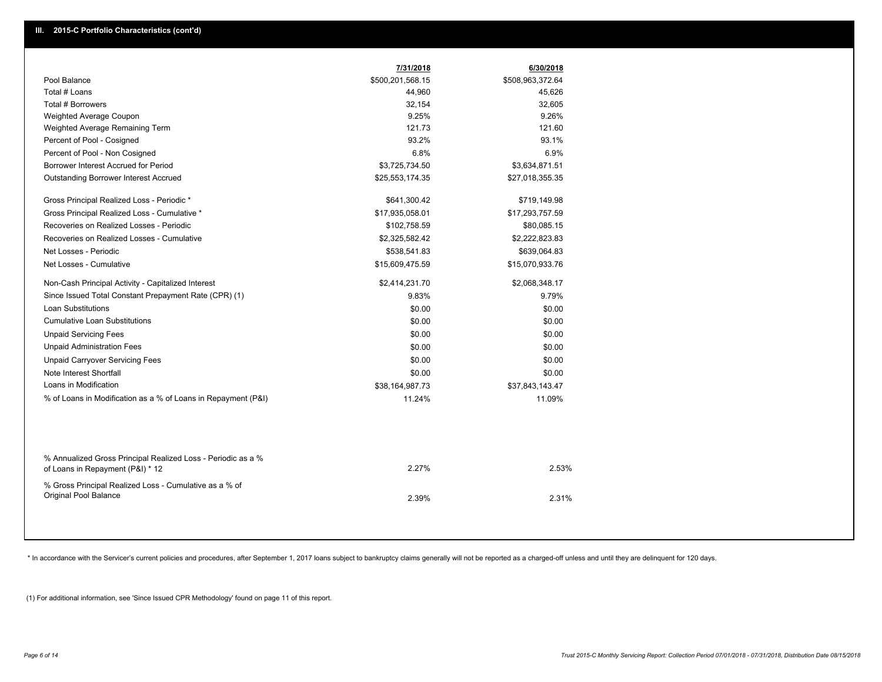## III. 2015-C Portfolio Characteristics (cont'd)

| | 7/31/2018 | 6/30/2018 |
|---|---|---|
| Pool Balance | $500,201,568.15 | $508,963,372.64 |
| Total # Loans | 44,960 | 45,626 |
| Total # Borrowers | 32,154 | 32,605 |
| Weighted Average Coupon | 9.25% | 9.26% |
| Weighted Average Remaining Term | 121.73 | 121.60 |
| Percent of Pool - Cosigned | 93.2% | 93.1% |
| Percent of Pool - Non Cosigned | 6.8% | 6.9% |
| Borrower Interest Accrued for Period | $3,725,734.50 | $3,634,871.51 |
| Outstanding Borrower Interest Accrued | $25,553,174.35 | $27,018,355.35 |
| Gross Principal Realized Loss - Periodic * | $641,300.42 | $719,149.98 |
| Gross Principal Realized Loss - Cumulative * | $17,935,058.01 | $17,293,757.59 |
| Recoveries on Realized Losses - Periodic | $102,758.59 | $80,085.15 |
| Recoveries on Realized Losses - Cumulative | $2,325,582.42 | $2,222,823.83 |
| Net Losses - Periodic | $538,541.83 | $639,064.83 |
| Net Losses - Cumulative | $15,609,475.59 | $15,070,933.76 |
| Non-Cash Principal Activity - Capitalized Interest | $2,414,231.70 | $2,068,348.17 |
| Since Issued Total Constant Prepayment Rate (CPR) (1) | 9.83% | 9.79% |
| Loan Substitutions | $0.00 | $0.00 |
| Cumulative Loan Substitutions | $0.00 | $0.00 |
| Unpaid Servicing Fees | $0.00 | $0.00 |
| Unpaid Administration Fees | $0.00 | $0.00 |
| Unpaid Carryover Servicing Fees | $0.00 | $0.00 |
| Note Interest Shortfall | $0.00 | $0.00 |
| Loans in Modification | $38,164,987.73 | $37,843,143.47 |
| % of Loans in Modification as a % of Loans in Repayment (P&I) | 11.24% | 11.09% |
| % Annualized Gross Principal Realized Loss - Periodic as a % of Loans in Repayment (P&I) * 12 | 2.27% | 2.53% |
| % Gross Principal Realized Loss - Cumulative as a % of Original Pool Balance | 2.39% | 2.31% |

* In accordance with the Servicer's current policies and procedures, after September 1, 2017 loans subject to bankruptcy claims generally will not be reported as a charged-off unless and until they are delinquent for 120 days.

(1) For additional information, see 'Since Issued CPR Methodology' found on page 11 of this report.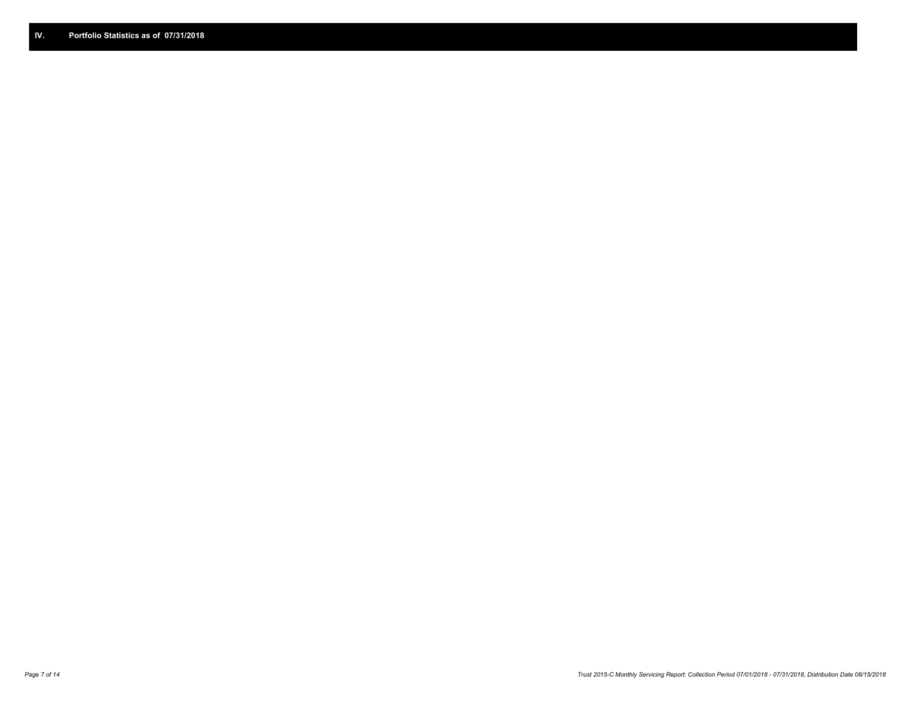## IV. Portfolio Statistics as of 07/31/2018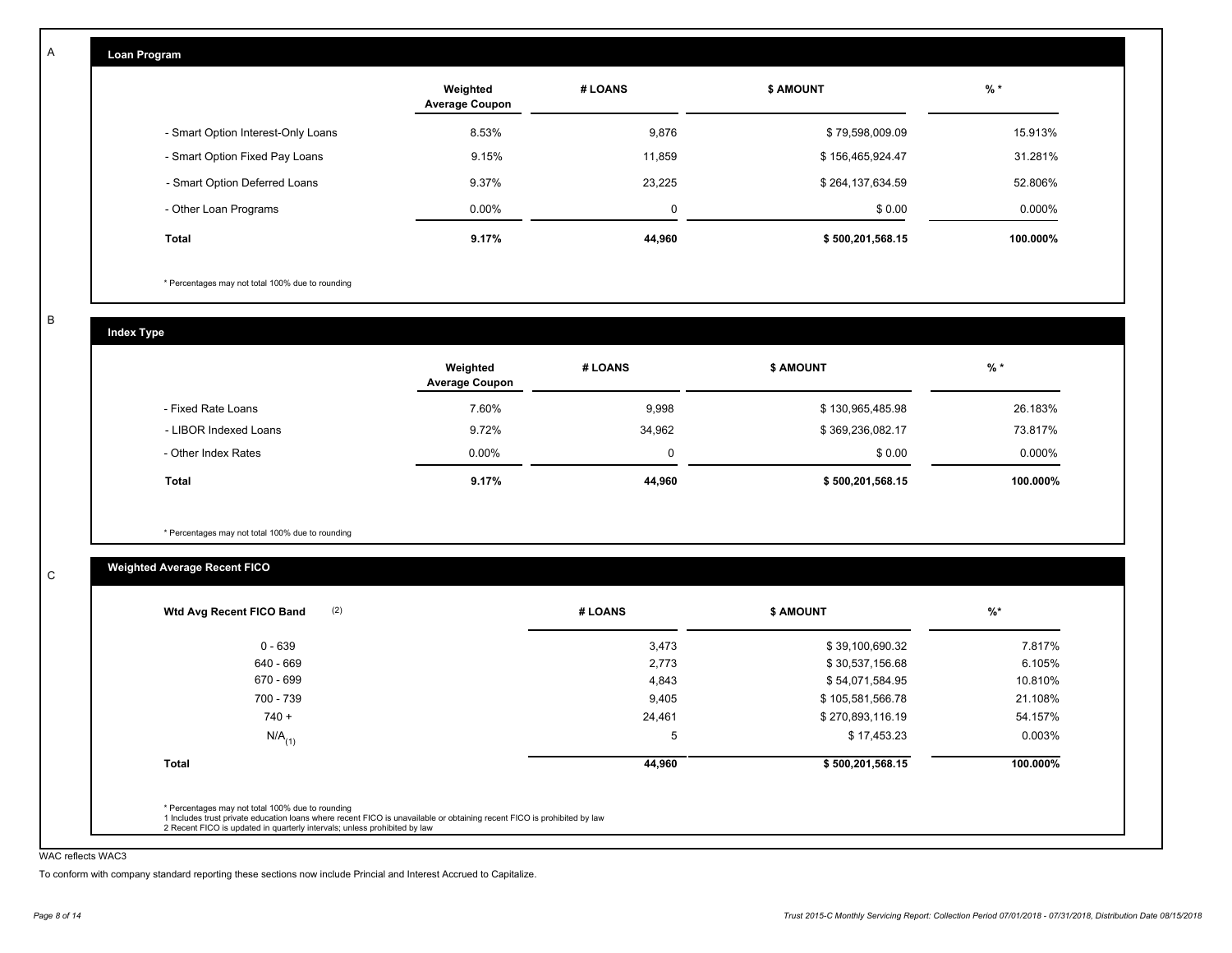A

## Loan Program

| | Weighted Average Coupon | # LOANS | $ AMOUNT | % * |
|---|---|---|---|---|
| - Smart Option Interest-Only Loans | 8.53% | 9,876 | $ 79,598,009.09 | 15.913% |
| - Smart Option Fixed Pay Loans | 9.15% | 11,859 | $ 156,465,924.47 | 31.281% |
| - Smart Option Deferred Loans | 9.37% | 23,225 | $ 264,137,634.59 | 52.806% |
| - Other Loan Programs | 0.00% | 0 | $ 0.00 | 0.000% |
| **Total** | **9.17%** | **44,960** | **$ 500,201,568.15** | **100.000%** |

* Percentages may not total 100% due to rounding

B

## Index Type

| | Weighted Average Coupon | # LOANS | $ AMOUNT | % * |
|---|---|---|---|---|
| - Fixed Rate Loans | 7.60% | 9,998 | $ 130,965,485.98 | 26.183% |
| - LIBOR Indexed Loans | 9.72% | 34,962 | $ 369,236,082.17 | 73.817% |
| - Other Index Rates | 0.00% | 0 | $ 0.00 | 0.000% |
| **Total** | **9.17%** | **44,960** | **$ 500,201,568.15** | **100.000%** |

* Percentages may not total 100% due to rounding

C

## Weighted Average Recent FICO

| Wtd Avg Recent FICO Band (2) | # LOANS | $ AMOUNT | %* |
|---|---|---|---|
| 0 - 639 | 3,473 | $ 39,100,690.32 | 7.817% |
| 640 - 669 | 2,773 | $ 30,537,156.68 | 6.105% |
| 670 - 699 | 4,843 | $ 54,071,584.95 | 10.810% |
| 700 - 739 | 9,405 | $ 105,581,566.78 | 21.108% |
| 740 + | 24,461 | $ 270,893,116.19 | 54.157% |
| N/A(1) | 5 | $ 17,453.23 | 0.003% |
| **Total** | **44,960** | **$ 500,201,568.15** | **100.000%** |

* Percentages may not total 100% due to rounding
1 Includes trust private education loans where recent FICO is unavailable or obtaining recent FICO is prohibited by law
2 Recent FICO is updated in quarterly intervals; unless prohibited by law

WAC reflects WAC3

To conform with company standard reporting these sections now include Princial and Interest Accrued to Capitalize.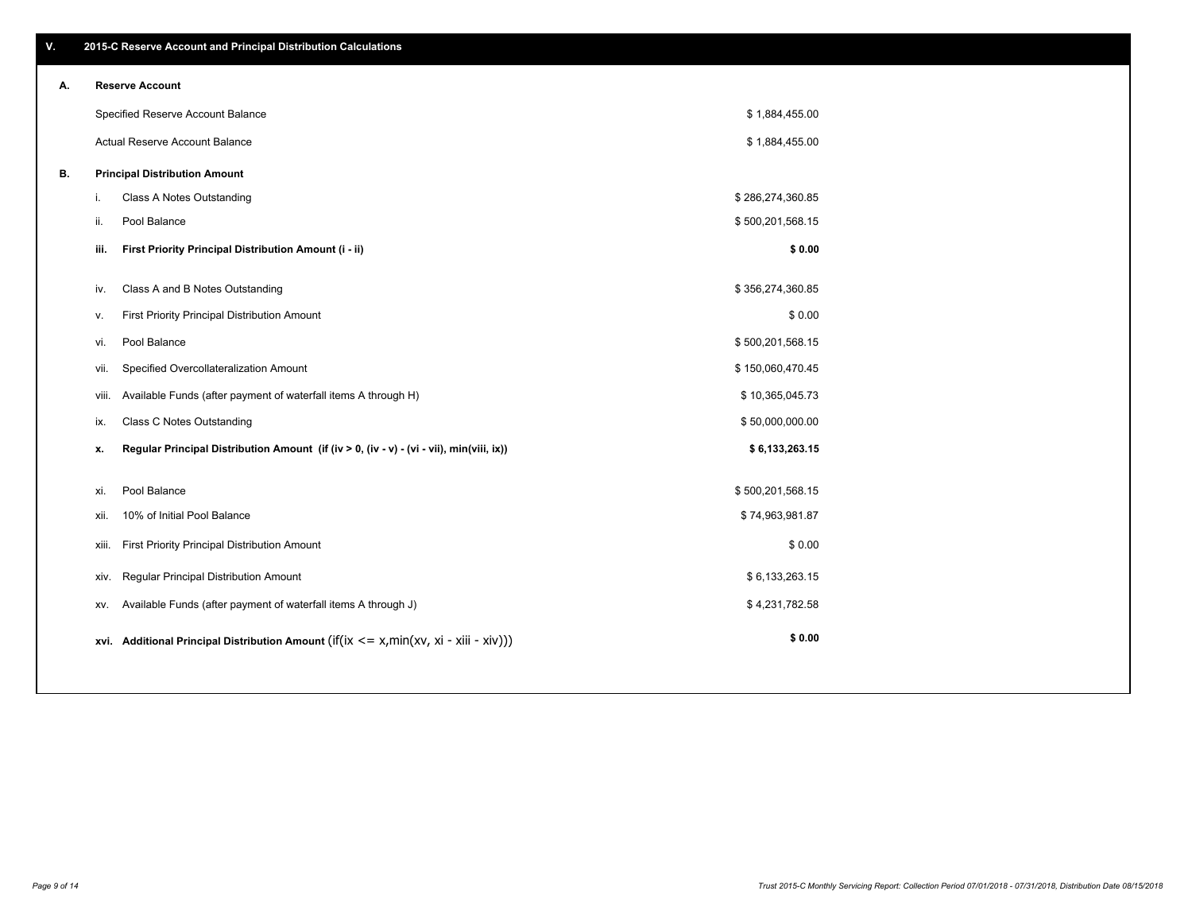## V. 2015-C Reserve Account and Principal Distribution Calculations

### A. Reserve Account

| | |
|---|---|
| Specified Reserve Account Balance | $ 1,884,455.00 |
| Actual Reserve Account Balance | $ 1,884,455.00 |

### B. Principal Distribution Amount

| | | |
|---|---|---|
| i. | Class A Notes Outstanding | $ 286,274,360.85 |
| ii. | Pool Balance | $ 500,201,568.15 |
| **iii.** | **First Priority Principal Distribution Amount (i - ii)** | **$ 0.00** |
| iv. | Class A and B Notes Outstanding | $ 356,274,360.85 |
| v. | First Priority Principal Distribution Amount | $ 0.00 |
| vi. | Pool Balance | $ 500,201,568.15 |
| vii. | Specified Overcollateralization Amount | $ 150,060,470.45 |
| viii. | Available Funds (after payment of waterfall items A through H) | $ 10,365,045.73 |
| ix. | Class C Notes Outstanding | $ 50,000,000.00 |
| **x.** | **Regular Principal Distribution Amount (if (iv > 0, (iv - v) - (vi - vii), min(viii, ix))** | **$ 6,133,263.15** |
| xi. | Pool Balance | $ 500,201,568.15 |
| xii. | 10% of Initial Pool Balance | $ 74,963,981.87 |
| xiii. | First Priority Principal Distribution Amount | $ 0.00 |
| xiv. | Regular Principal Distribution Amount | $ 6,133,263.15 |
| xv. | Available Funds (after payment of waterfall items A through J) | $ 4,231,782.58 |
| **xvi.** | **Additional Principal Distribution Amount** (if(ix <= x,min(xv, xi - xiii - xiv))) | **$ 0.00** |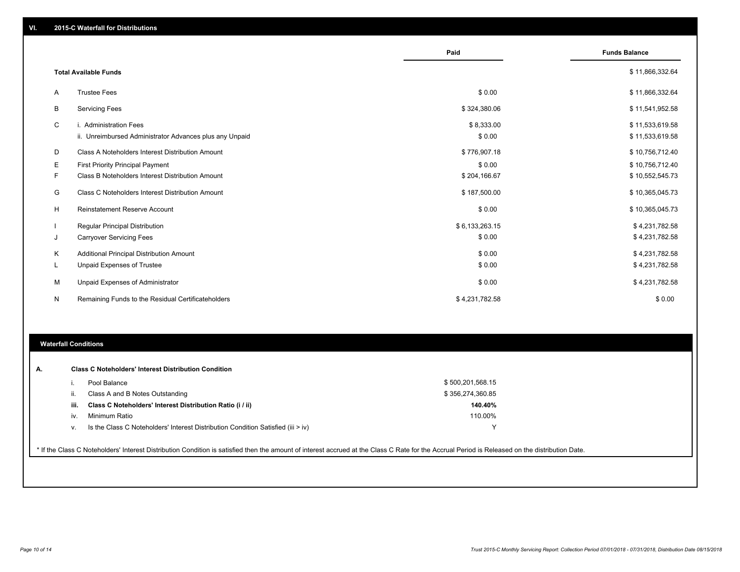## VI. 2015-C Waterfall for Distributions

| | | Paid | Funds Balance |
|---|---|---|---|
| | **Total Available Funds** | | $ 11,866,332.64 |
| A | Trustee Fees | $ 0.00 | $ 11,866,332.64 |
| B | Servicing Fees | $ 324,380.06 | $ 11,541,952.58 |
| C | i. Administration Fees | $ 8,333.00 | $ 11,533,619.58 |
| | ii. Unreimbursed Administrator Advances plus any Unpaid | $ 0.00 | $ 11,533,619.58 |
| D | Class A Noteholders Interest Distribution Amount | $ 776,907.18 | $ 10,756,712.40 |
| E | First Priority Principal Payment | $ 0.00 | $ 10,756,712.40 |
| F | Class B Noteholders Interest Distribution Amount | $ 204,166.67 | $ 10,552,545.73 |
| G | Class C Noteholders Interest Distribution Amount | $ 187,500.00 | $ 10,365,045.73 |
| H | Reinstatement Reserve Account | $ 0.00 | $ 10,365,045.73 |
| I | Regular Principal Distribution | $ 6,133,263.15 | $ 4,231,782.58 |
| J | Carryover Servicing Fees | $ 0.00 | $ 4,231,782.58 |
| K | Additional Principal Distribution Amount | $ 0.00 | $ 4,231,782.58 |
| L | Unpaid Expenses of Trustee | $ 0.00 | $ 4,231,782.58 |
| M | Unpaid Expenses of Administrator | $ 0.00 | $ 4,231,782.58 |
| N | Remaining Funds to the Residual Certificateholders | $ 4,231,782.58 | $ 0.00 |

### Waterfall Conditions

**A. Class C Noteholders' Interest Distribution Condition**

| | | |
|---|---|---|
| i. | Pool Balance | $ 500,201,568.15 |
| ii. | Class A and B Notes Outstanding | $ 356,274,360.85 |
| **iii.** | **Class C Noteholders' Interest Distribution Ratio (i / ii)** | **140.40%** |
| iv. | Minimum Ratio | 110.00% |
| v. | Is the Class C Noteholders' Interest Distribution Condition Satisfied (iii > iv) | Y |

* If the Class C Noteholders' Interest Distribution Condition is satisfied then the amount of interest accrued at the Class C Rate for the Accrual Period is Released on the distribution Date.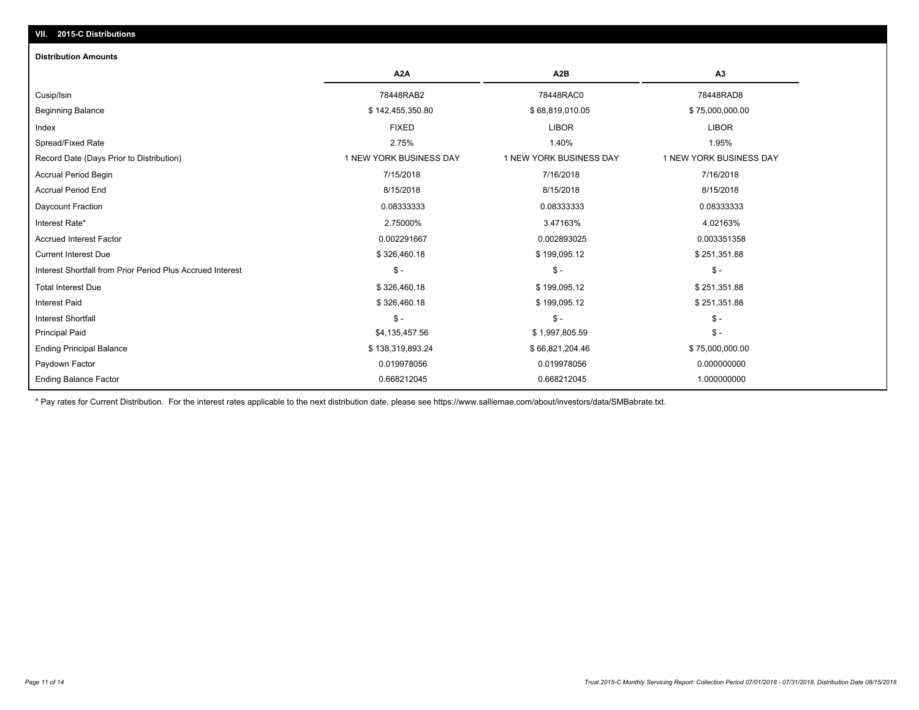## VII. 2015-C Distributions

### Distribution Amounts

| | A2A | A2B | A3 |
|---|---|---|---|
| Cusip/Isin | 78448RAB2 | 78448RAC0 | 78448RAD8 |
| Beginning Balance | $ 142,455,350.80 | $ 68,819,010.05 | $ 75,000,000.00 |
| Index | FIXED | LIBOR | LIBOR |
| Spread/Fixed Rate | 2.75% | 1.40% | 1.95% |
| Record Date (Days Prior to Distribution) | 1 NEW YORK BUSINESS DAY | 1 NEW YORK BUSINESS DAY | 1 NEW YORK BUSINESS DAY |
| Accrual Period Begin | 7/15/2018 | 7/16/2018 | 7/16/2018 |
| Accrual Period End | 8/15/2018 | 8/15/2018 | 8/15/2018 |
| Daycount Fraction | 0.08333333 | 0.08333333 | 0.08333333 |
| Interest Rate* | 2.75000% | 3.47163% | 4.02163% |
| Accrued Interest Factor | 0.002291667 | 0.002893025 | 0.003351358 |
| Current Interest Due | $ 326,460.18 | $ 199,095.12 | $ 251,351.88 |
| Interest Shortfall from Prior Period Plus Accrued Interest | $ - | $ - | $ - |
| Total Interest Due | $ 326,460.18 | $ 199,095.12 | $ 251,351.88 |
| Interest Paid | $ 326,460.18 | $ 199,095.12 | $ 251,351.88 |
| Interest Shortfall | $ - | $ - | $ - |
| Principal Paid | $4,135,457.56 | $ 1,997,805.59 | $ - |
| Ending Principal Balance | $ 138,319,893.24 | $ 66,821,204.46 | $ 75,000,000.00 |
| Paydown Factor | 0.019978056 | 0.019978056 | 0.000000000 |
| Ending Balance Factor | 0.668212045 | 0.668212045 | 1.000000000 |

* Pay rates for Current Distribution. For the interest rates applicable to the next distribution date, please see https://www.salliemae.com/about/investors/data/SMBabrate.txt.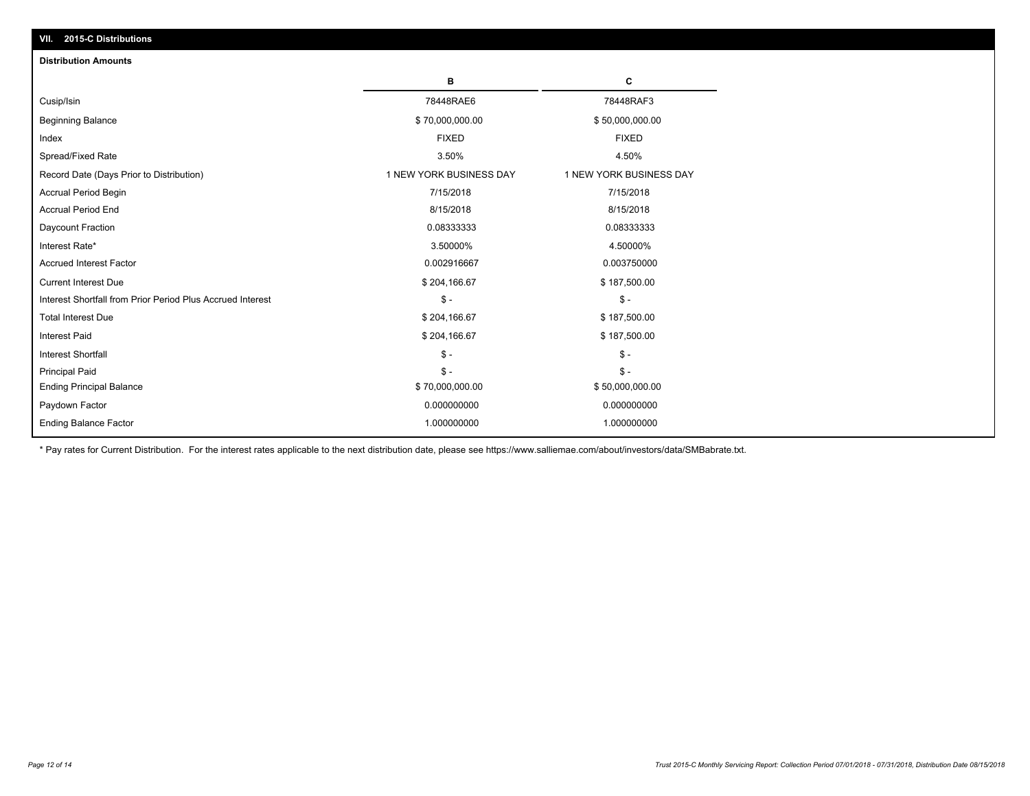## VII. 2015-C Distributions

### Distribution Amounts

| | B | C |
|---|---|---|
| Cusip/Isin | 78448RAE6 | 78448RAF3 |
| Beginning Balance | $ 70,000,000.00 | $ 50,000,000.00 |
| Index | FIXED | FIXED |
| Spread/Fixed Rate | 3.50% | 4.50% |
| Record Date (Days Prior to Distribution) | 1 NEW YORK BUSINESS DAY | 1 NEW YORK BUSINESS DAY |
| Accrual Period Begin | 7/15/2018 | 7/15/2018 |
| Accrual Period End | 8/15/2018 | 8/15/2018 |
| Daycount Fraction | 0.08333333 | 0.08333333 |
| Interest Rate* | 3.50000% | 4.50000% |
| Accrued Interest Factor | 0.002916667 | 0.003750000 |
| Current Interest Due | $ 204,166.67 | $ 187,500.00 |
| Interest Shortfall from Prior Period Plus Accrued Interest | $ - | $ - |
| Total Interest Due | $ 204,166.67 | $ 187,500.00 |
| Interest Paid | $ 204,166.67 | $ 187,500.00 |
| Interest Shortfall | $ - | $ - |
| Principal Paid | $ - | $ - |
| Ending Principal Balance | $ 70,000,000.00 | $ 50,000,000.00 |
| Paydown Factor | 0.000000000 | 0.000000000 |
| Ending Balance Factor | 1.000000000 | 1.000000000 |

* Pay rates for Current Distribution. For the interest rates applicable to the next distribution date, please see https://www.salliemae.com/about/investors/data/SMBabrate.txt.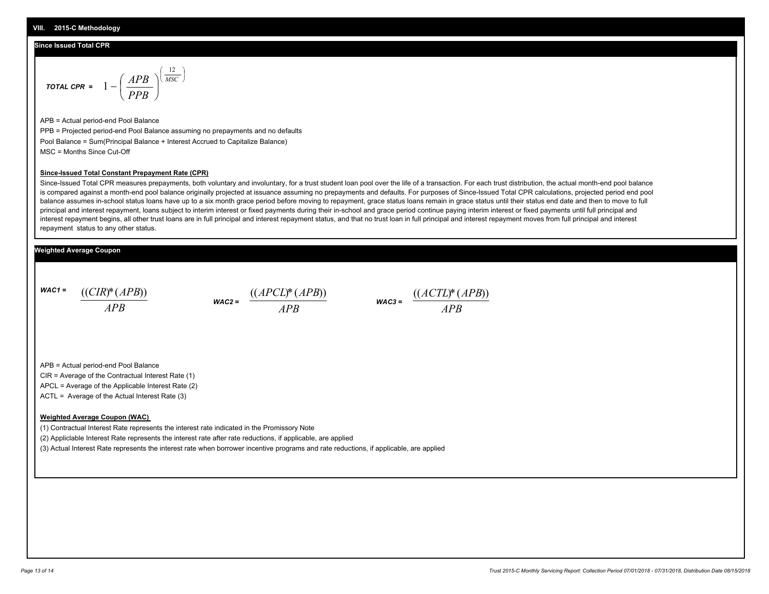## VIII. 2015-C Methodology

### Since Issued Total CPR

$$\textit{TOTAL CPR} = 1 - \left(\frac{APB}{PPB}\right)^{\left(\frac{12}{MSC}\right)}$$

APB = Actual period-end Pool Balance

PPB = Projected period-end Pool Balance assuming no prepayments and no defaults

Pool Balance = Sum(Principal Balance + Interest Accrued to Capitalize Balance)

MSC = Months Since Cut-Off

**Since-Issued Total Constant Prepayment Rate (CPR)**

Since-Issued Total CPR measures prepayments, both voluntary and involuntary, for a trust student loan pool over the life of a transaction. For each trust distribution, the actual month-end pool balance is compared against a month-end pool balance originally projected at issuance assuming no prepayments and defaults. For purposes of Since-Issued Total CPR calculations, projected period end pool balance assumes in-school status loans have up to a six month grace period before moving to repayment, grace status loans remain in grace status until their status end date and then to move to full principal and interest repayment, loans subject to interim interest or fixed payments during their in-school and grace period continue paying interim interest or fixed payments until full principal and interest repayment begins, all other trust loans are in full principal and interest repayment status, and that no trust loan in full principal and interest repayment moves from full principal and interest repayment status to any other status.

### Weighted Average Coupon

$$\textit{WAC1} = \frac{((CIR)*(APB))}{APB} \qquad \textit{WAC2} = \frac{((APCL)*(APB))}{APB} \qquad \textit{WAC3} = \frac{((ACTL)*(APB))}{APB}$$

APB = Actual period-end Pool Balance

CIR = Average of the Contractual Interest Rate (1)

APCL = Average of the Applicable Interest Rate (2)

ACTL = Average of the Actual Interest Rate (3)

**Weighted Average Coupon (WAC)**

(1) Contractual Interest Rate represents the interest rate indicated in the Promissory Note

(2) Appliclable Interest Rate represents the interest rate after rate reductions, if applicable, are applied

(3) Actual Interest Rate represents the interest rate when borrower incentive programs and rate reductions, if applicable, are applied